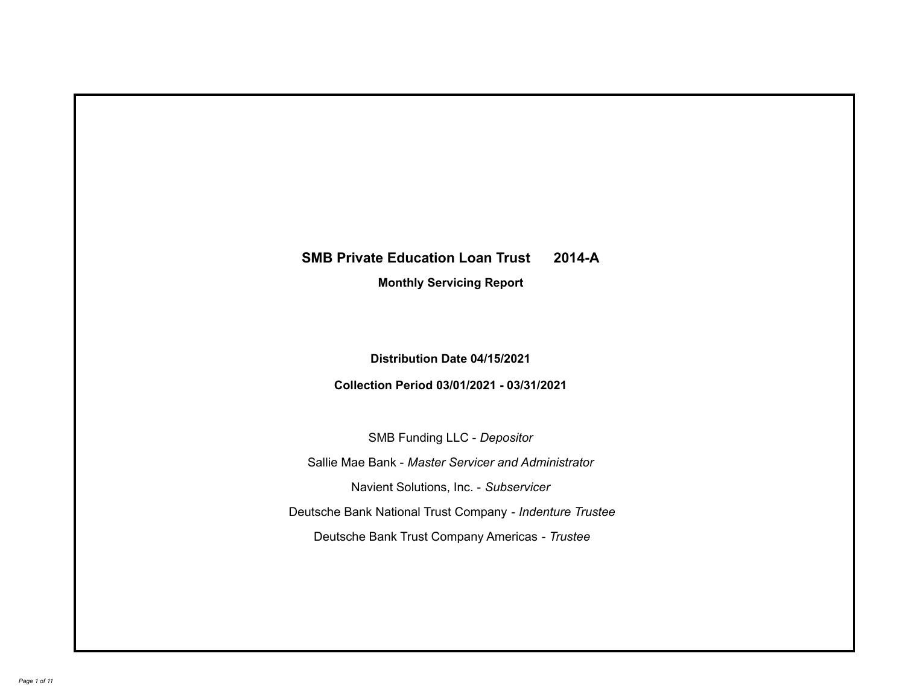# SMB Private Education Loan Trust 2014-A

## Monthly Servicing Report

**Distribution Date 04/15/2021**

**Collection Period 03/01/2021 - 03/31/2021**

SMB Funding LLC - *Depositor*

Sallie Mae Bank - *Master Servicer and Administrator*

Navient Solutions, Inc. - *Subservicer*

Deutsche Bank National Trust Company - *Indenture Trustee*

Deutsche Bank Trust Company Americas - *Trustee*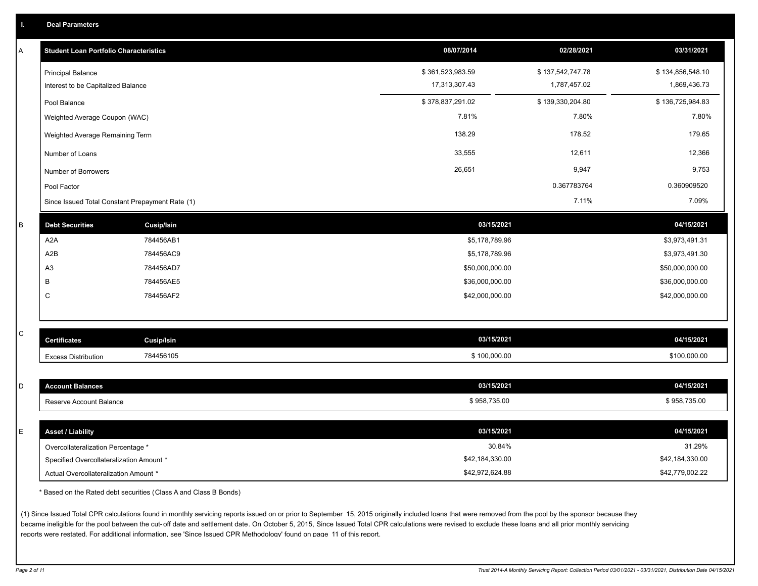# I. Deal Parameters

## A

| Student Loan Portfolio Characteristics | 08/07/2014 | 02/28/2021 | 03/31/2021 |
|---|---|---|---|
| Principal Balance | $ 361,523,983.59 | $ 137,542,747.78 | $ 134,856,548.10 |
| Interest to be Capitalized Balance | 17,313,307.43 | 1,787,457.02 | 1,869,436.73 |
| Pool Balance | $ 378,837,291.02 | $ 139,330,204.80 | $ 136,725,984.83 |
| Weighted Average Coupon (WAC) | 7.81% | 7.80% | 7.80% |
| Weighted Average Remaining Term | 138.29 | 178.52 | 179.65 |
| Number of Loans | 33,555 | 12,611 | 12,366 |
| Number of Borrowers | 26,651 | 9,947 | 9,753 |
| Pool Factor | | 0.367783764 | 0.360909520 |
| Since Issued Total Constant Prepayment Rate (1) | | 7.11% | 7.09% |

## B

| Debt Securities | Cusip/Isin | 03/15/2021 | 04/15/2021 |
|---|---|---|---|
| A2A | 784456AB1 | $5,178,789.96 | $3,973,491.31 |
| A2B | 784456AC9 | $5,178,789.96 | $3,973,491.30 |
| A3 | 784456AD7 | $50,000,000.00 | $50,000,000.00 |
| B | 784456AE5 | $36,000,000.00 | $36,000,000.00 |
| C | 784456AF2 | $42,000,000.00 | $42,000,000.00 |

## C

| Certificates | Cusip/Isin | 03/15/2021 | 04/15/2021 |
|---|---|---|---|
| Excess Distribution | 784456105 | $ 100,000.00 | $100,000.00 |

## D

| Account Balances | 03/15/2021 | 04/15/2021 |
|---|---|---|
| Reserve Account Balance | $ 958,735.00 | $ 958,735.00 |

## E

| Asset / Liability | 03/15/2021 | 04/15/2021 |
|---|---|---|
| Overcollateralization Percentage * | 30.84% | 31.29% |
| Specified Overcollateralization Amount * | $42,184,330.00 | $42,184,330.00 |
| Actual Overcollateralization Amount * | $42,972,624.88 | $42,779,002.22 |

* Based on the Rated debt securities (Class A and Class B Bonds)

(1) Since Issued Total CPR calculations found in monthly servicing reports issued on or prior to September 15, 2015 originally included loans that were removed from the pool by the sponsor because they became ineligible for the pool between the cut-off date and settlement date. On October 5, 2015, Since Issued Total CPR calculations were revised to exclude these loans and all prior monthly servicing reports were restated. For additional information, see 'Since Issued CPR Methodology' found on page 11 of this report.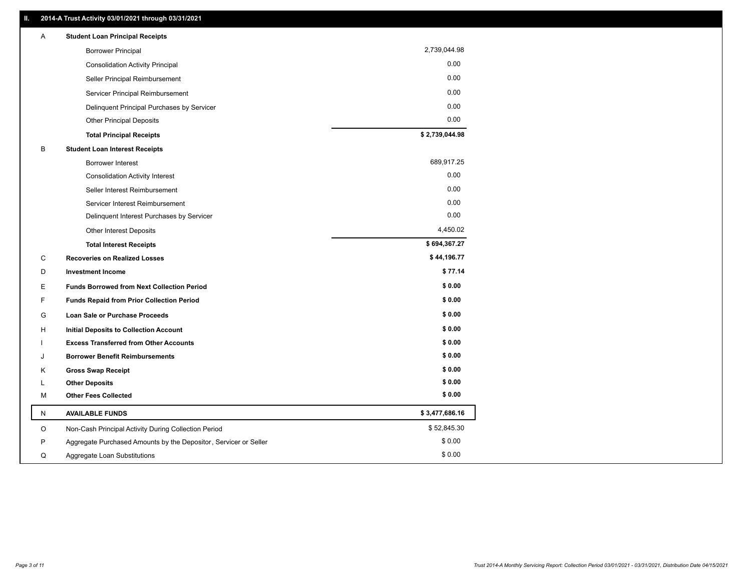## II. 2014-A Trust Activity 03/01/2021 through 03/31/2021

| | | |
|---|---|---|
| A | **Student Loan Principal Receipts** | |
| | Borrower Principal | 2,739,044.98 |
| | Consolidation Activity Principal | 0.00 |
| | Seller Principal Reimbursement | 0.00 |
| | Servicer Principal Reimbursement | 0.00 |
| | Delinquent Principal Purchases by Servicer | 0.00 |
| | Other Principal Deposits | 0.00 |
| | **Total Principal Receipts** | **$ 2,739,044.98** |
| B | **Student Loan Interest Receipts** | |
| | Borrower Interest | 689,917.25 |
| | Consolidation Activity Interest | 0.00 |
| | Seller Interest Reimbursement | 0.00 |
| | Servicer Interest Reimbursement | 0.00 |
| | Delinquent Interest Purchases by Servicer | 0.00 |
| | Other Interest Deposits | 4,450.02 |
| | **Total Interest Receipts** | **$ 694,367.27** |
| C | **Recoveries on Realized Losses** | **$ 44,196.77** |
| D | **Investment Income** | **$ 77.14** |
| E | **Funds Borrowed from Next Collection Period** | **$ 0.00** |
| F | **Funds Repaid from Prior Collection Period** | **$ 0.00** |
| G | **Loan Sale or Purchase Proceeds** | **$ 0.00** |
| H | **Initial Deposits to Collection Account** | **$ 0.00** |
| I | **Excess Transferred from Other Accounts** | **$ 0.00** |
| J | **Borrower Benefit Reimbursements** | **$ 0.00** |
| K | **Gross Swap Receipt** | **$ 0.00** |
| L | **Other Deposits** | **$ 0.00** |
| M | **Other Fees Collected** | **$ 0.00** |
| N | **AVAILABLE FUNDS** | **$ 3,477,686.16** |
| O | Non-Cash Principal Activity During Collection Period | $ 52,845.30 |
| P | Aggregate Purchased Amounts by the Depositor, Servicer or Seller | $ 0.00 |
| Q | Aggregate Loan Substitutions | $ 0.00 |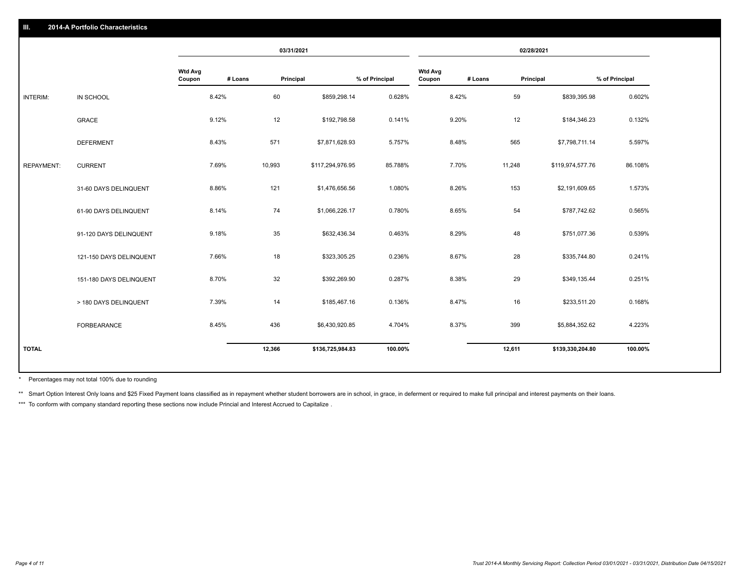## III. 2014-A Portfolio Characteristics

| | | 03/31/2021 | | | | 02/28/2021 | | | |
|---|---|---|---|---|---|---|---|---|---|
| | | Wtd Avg Coupon | # Loans | Principal | % of Principal | Wtd Avg Coupon | # Loans | Principal | % of Principal |
| INTERIM: | IN SCHOOL | 8.42% | 60 | $859,298.14 | 0.628% | 8.42% | 59 | $839,395.98 | 0.602% |
| | GRACE | 9.12% | 12 | $192,798.58 | 0.141% | 9.20% | 12 | $184,346.23 | 0.132% |
| | DEFERMENT | 8.43% | 571 | $7,871,628.93 | 5.757% | 8.48% | 565 | $7,798,711.14 | 5.597% |
| REPAYMENT: | CURRENT | 7.69% | 10,993 | $117,294,976.95 | 85.788% | 7.70% | 11,248 | $119,974,577.76 | 86.108% |
| | 31-60 DAYS DELINQUENT | 8.86% | 121 | $1,476,656.56 | 1.080% | 8.26% | 153 | $2,191,609.65 | 1.573% |
| | 61-90 DAYS DELINQUENT | 8.14% | 74 | $1,066,226.17 | 0.780% | 8.65% | 54 | $787,742.62 | 0.565% |
| | 91-120 DAYS DELINQUENT | 9.18% | 35 | $632,436.34 | 0.463% | 8.29% | 48 | $751,077.36 | 0.539% |
| | 121-150 DAYS DELINQUENT | 7.66% | 18 | $323,305.25 | 0.236% | 8.67% | 28 | $335,744.80 | 0.241% |
| | 151-180 DAYS DELINQUENT | 8.70% | 32 | $392,269.90 | 0.287% | 8.38% | 29 | $349,135.44 | 0.251% |
| | > 180 DAYS DELINQUENT | 7.39% | 14 | $185,467.16 | 0.136% | 8.47% | 16 | $233,511.20 | 0.168% |
| | FORBEARANCE | 8.45% | 436 | $6,430,920.85 | 4.704% | 8.37% | 399 | $5,884,352.62 | 4.223% |
| TOTAL | | | 12,366 | $136,725,984.83 | 100.00% | | 12,611 | $139,330,204.80 | 100.00% |

* Percentages may not total 100% due to rounding

** Smart Option Interest Only loans and $25 Fixed Payment loans classified as in repayment whether student borrowers are in school, in grace, in deferment or required to make full principal and interest payments on their loans.

*** To conform with company standard reporting these sections now include Princial and Interest Accrued to Capitalize .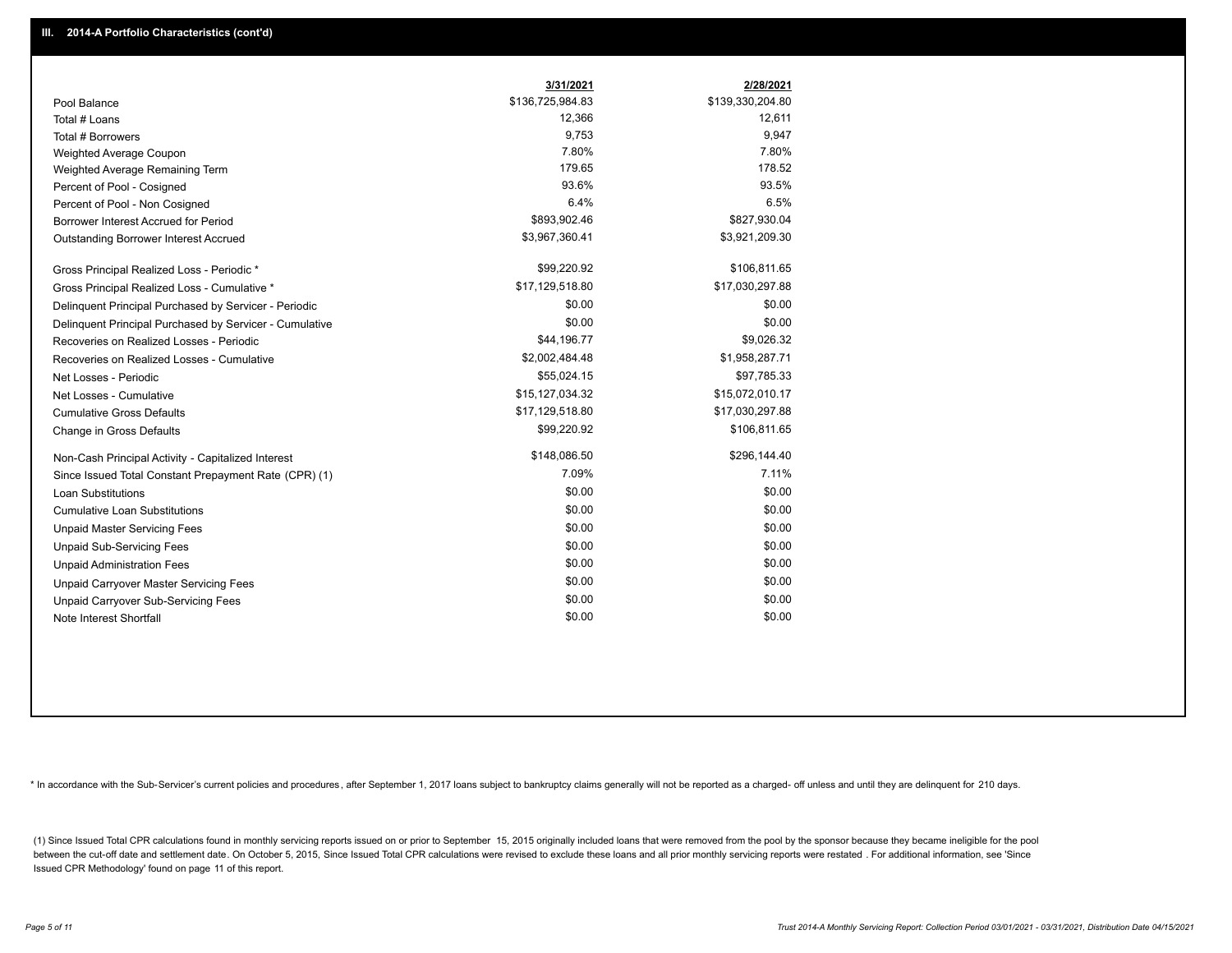## III. 2014-A Portfolio Characteristics (cont'd)

| | 3/31/2021 | 2/28/2021 |
|---|---|---|
| Pool Balance | $136,725,984.83 | $139,330,204.80 |
| Total # Loans | 12,366 | 12,611 |
| Total # Borrowers | 9,753 | 9,947 |
| Weighted Average Coupon | 7.80% | 7.80% |
| Weighted Average Remaining Term | 179.65 | 178.52 |
| Percent of Pool - Cosigned | 93.6% | 93.5% |
| Percent of Pool - Non Cosigned | 6.4% | 6.5% |
| Borrower Interest Accrued for Period | $893,902.46 | $827,930.04 |
| Outstanding Borrower Interest Accrued | $3,967,360.41 | $3,921,209.30 |
| Gross Principal Realized Loss - Periodic * | $99,220.92 | $106,811.65 |
| Gross Principal Realized Loss - Cumulative * | $17,129,518.80 | $17,030,297.88 |
| Delinquent Principal Purchased by Servicer - Periodic | $0.00 | $0.00 |
| Delinquent Principal Purchased by Servicer - Cumulative | $0.00 | $0.00 |
| Recoveries on Realized Losses - Periodic | $44,196.77 | $9,026.32 |
| Recoveries on Realized Losses - Cumulative | $2,002,484.48 | $1,958,287.71 |
| Net Losses - Periodic | $55,024.15 | $97,785.33 |
| Net Losses - Cumulative | $15,127,034.32 | $15,072,010.17 |
| Cumulative Gross Defaults | $17,129,518.80 | $17,030,297.88 |
| Change in Gross Defaults | $99,220.92 | $106,811.65 |
| Non-Cash Principal Activity - Capitalized Interest | $148,086.50 | $296,144.40 |
| Since Issued Total Constant Prepayment Rate (CPR) (1) | 7.09% | 7.11% |
| Loan Substitutions | $0.00 | $0.00 |
| Cumulative Loan Substitutions | $0.00 | $0.00 |
| Unpaid Master Servicing Fees | $0.00 | $0.00 |
| Unpaid Sub-Servicing Fees | $0.00 | $0.00 |
| Unpaid Administration Fees | $0.00 | $0.00 |
| Unpaid Carryover Master Servicing Fees | $0.00 | $0.00 |
| Unpaid Carryover Sub-Servicing Fees | $0.00 | $0.00 |
| Note Interest Shortfall | $0.00 | $0.00 |

* In accordance with the Sub-Servicer's current policies and procedures, after September 1, 2017 loans subject to bankruptcy claims generally will not be reported as a charged- off unless and until they are delinquent for 210 days.

(1) Since Issued Total CPR calculations found in monthly servicing reports issued on or prior to September 15, 2015 originally included loans that were removed from the pool by the sponsor because they became ineligible for the pool between the cut-off date and settlement date. On October 5, 2015, Since Issued Total CPR calculations were revised to exclude these loans and all prior monthly servicing reports were restated . For additional information, see 'Since Issued CPR Methodology' found on page 11 of this report.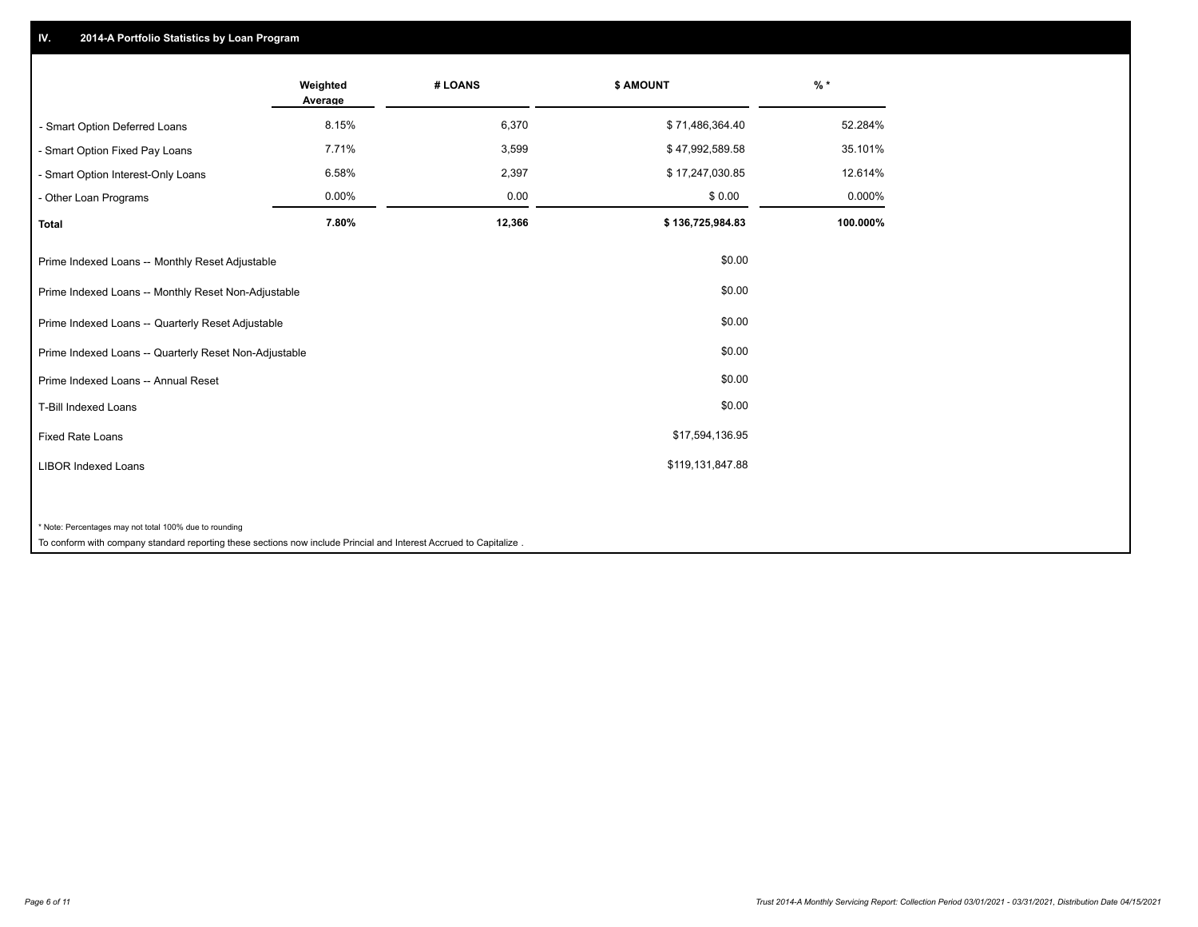## IV. 2014-A Portfolio Statistics by Loan Program

| | Weighted Average | # LOANS | $ AMOUNT | % * |
|---|---|---|---|---|
| - Smart Option Deferred Loans | 8.15% | 6,370 | $ 71,486,364.40 | 52.284% |
| - Smart Option Fixed Pay Loans | 7.71% | 3,599 | $ 47,992,589.58 | 35.101% |
| - Smart Option Interest-Only Loans | 6.58% | 2,397 | $ 17,247,030.85 | 12.614% |
| - Other Loan Programs | 0.00% | 0.00 | $ 0.00 | 0.000% |
| **Total** | **7.80%** | **12,366** | **$ 136,725,984.83** | **100.000%** |

| | |
|---|---|
| Prime Indexed Loans -- Monthly Reset Adjustable | $0.00 |
| Prime Indexed Loans -- Monthly Reset Non-Adjustable | $0.00 |
| Prime Indexed Loans -- Quarterly Reset Adjustable | $0.00 |
| Prime Indexed Loans -- Quarterly Reset Non-Adjustable | $0.00 |
| Prime Indexed Loans -- Annual Reset | $0.00 |
| T-Bill Indexed Loans | $0.00 |
| Fixed Rate Loans | $17,594,136.95 |
| LIBOR Indexed Loans | $119,131,847.88 |

* Note: Percentages may not total 100% due to rounding

To conform with company standard reporting these sections now include Princial and Interest Accrued to Capitalize .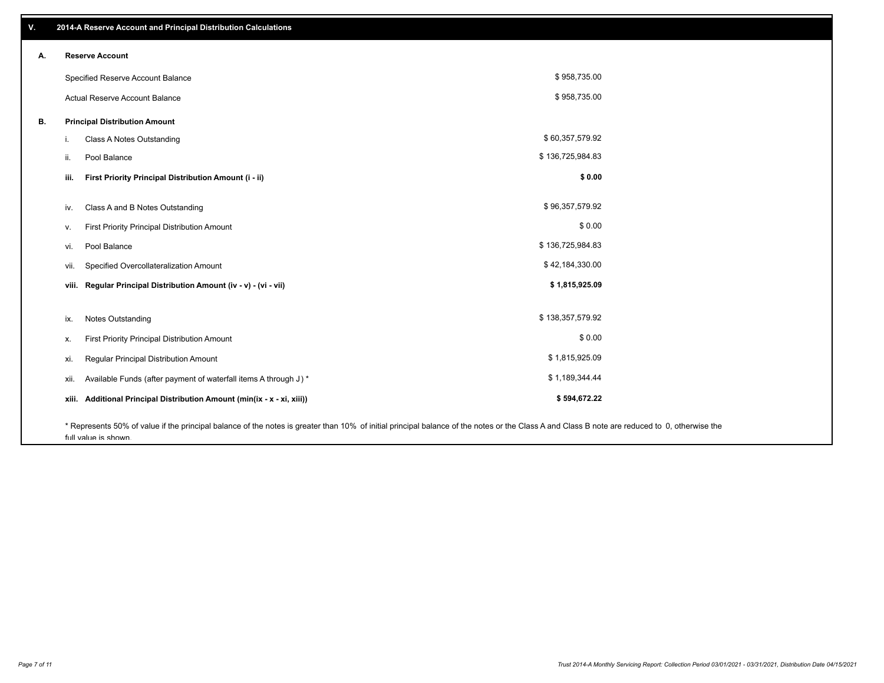## V. 2014-A Reserve Account and Principal Distribution Calculations

### A. Reserve Account

| | |
|---|---|
| Specified Reserve Account Balance | $ 958,735.00 |
| Actual Reserve Account Balance | $ 958,735.00 |

### B. Principal Distribution Amount

| | | |
|---|---|---|
| i. | Class A Notes Outstanding | $ 60,357,579.92 |
| ii. | Pool Balance | $ 136,725,984.83 |
| **iii.** | **First Priority Principal Distribution Amount (i - ii)** | **$ 0.00** |
| iv. | Class A and B Notes Outstanding | $ 96,357,579.92 |
| v. | First Priority Principal Distribution Amount | $ 0.00 |
| vi. | Pool Balance | $ 136,725,984.83 |
| vii. | Specified Overcollateralization Amount | $ 42,184,330.00 |
| **viii.** | **Regular Principal Distribution Amount (iv - v) - (vi - vii)** | **$ 1,815,925.09** |
| ix. | Notes Outstanding | $ 138,357,579.92 |
| x. | First Priority Principal Distribution Amount | $ 0.00 |
| xi. | Regular Principal Distribution Amount | $ 1,815,925.09 |
| xii. | Available Funds (after payment of waterfall items A through J ) * | $ 1,189,344.44 |
| **xiii.** | **Additional Principal Distribution Amount (min(ix - x - xi, xiii))** | **$ 594,672.22** |

* Represents 50% of value if the principal balance of the notes is greater than 10% of initial principal balance of the notes or the Class A and Class B note are reduced to 0, otherwise the full value is shown.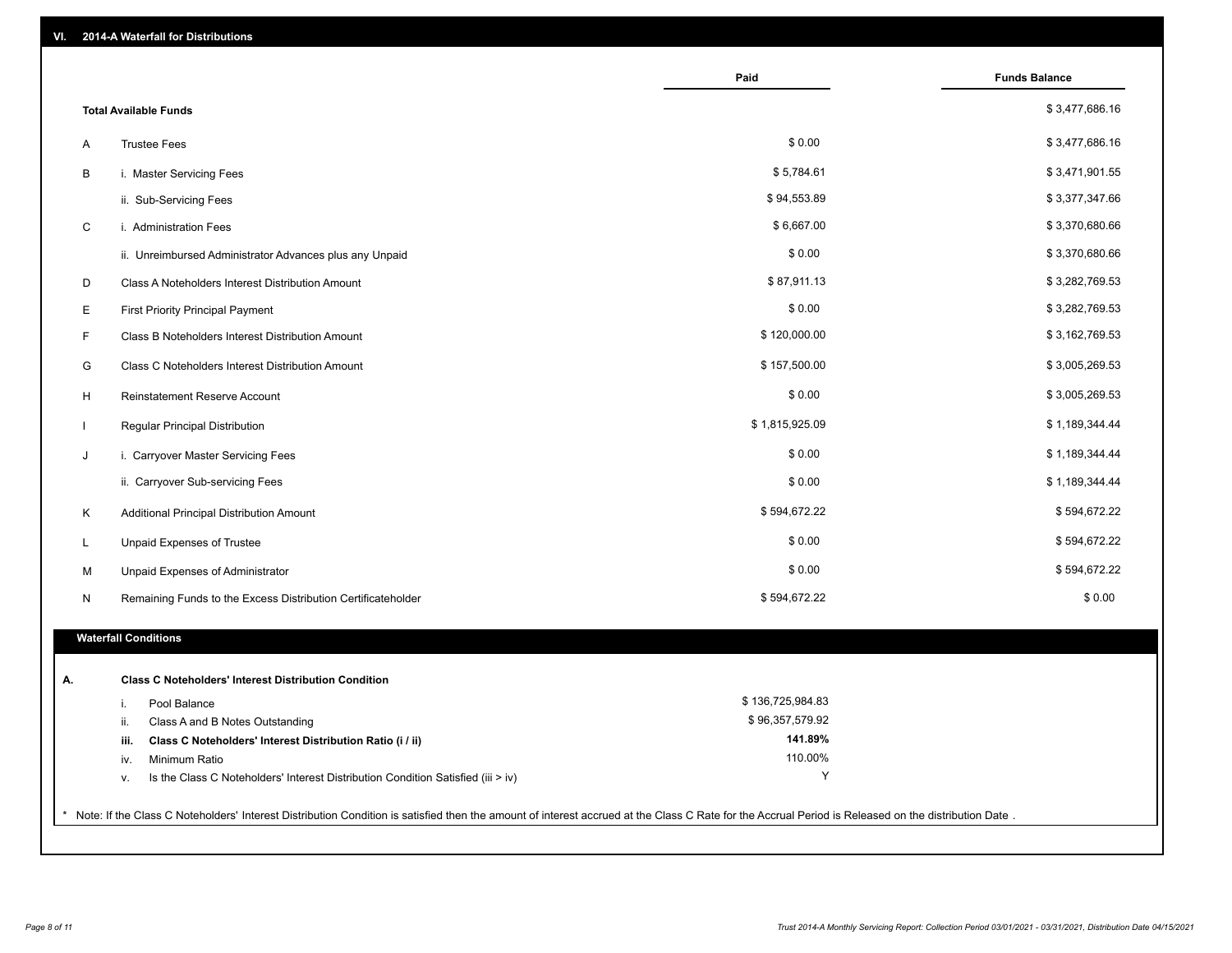## VI. 2014-A Waterfall for Distributions

| | | Paid | Funds Balance |
|---|---|---|---|
| | **Total Available Funds** | | $ 3,477,686.16 |
| A | Trustee Fees | $ 0.00 | $ 3,477,686.16 |
| B | i. Master Servicing Fees | $ 5,784.61 | $ 3,471,901.55 |
| | ii. Sub-Servicing Fees | $ 94,553.89 | $ 3,377,347.66 |
| C | i. Administration Fees | $ 6,667.00 | $ 3,370,680.66 |
| | ii. Unreimbursed Administrator Advances plus any Unpaid | $ 0.00 | $ 3,370,680.66 |
| D | Class A Noteholders Interest Distribution Amount | $ 87,911.13 | $ 3,282,769.53 |
| E | First Priority Principal Payment | $ 0.00 | $ 3,282,769.53 |
| F | Class B Noteholders Interest Distribution Amount | $ 120,000.00 | $ 3,162,769.53 |
| G | Class C Noteholders Interest Distribution Amount | $ 157,500.00 | $ 3,005,269.53 |
| H | Reinstatement Reserve Account | $ 0.00 | $ 3,005,269.53 |
| I | Regular Principal Distribution | $ 1,815,925.09 | $ 1,189,344.44 |
| J | i. Carryover Master Servicing Fees | $ 0.00 | $ 1,189,344.44 |
| | ii. Carryover Sub-servicing Fees | $ 0.00 | $ 1,189,344.44 |
| K | Additional Principal Distribution Amount | $ 594,672.22 | $ 594,672.22 |
| L | Unpaid Expenses of Trustee | $ 0.00 | $ 594,672.22 |
| M | Unpaid Expenses of Administrator | $ 0.00 | $ 594,672.22 |
| N | Remaining Funds to the Excess Distribution Certificateholder | $ 594,672.22 | $ 0.00 |

### Waterfall Conditions

**A. Class C Noteholders' Interest Distribution Condition**

| | | |
|---|---|---|
| i. | Pool Balance | $ 136,725,984.83 |
| ii. | Class A and B Notes Outstanding | $ 96,357,579.92 |
| **iii.** | **Class C Noteholders' Interest Distribution Ratio (i / ii)** | **141.89%** |
| iv. | Minimum Ratio | 110.00% |
| v. | Is the Class C Noteholders' Interest Distribution Condition Satisfied (iii > iv) | Y |

* Note: If the Class C Noteholders' Interest Distribution Condition is satisfied then the amount of interest accrued at the Class C Rate for the Accrual Period is Released on the distribution Date .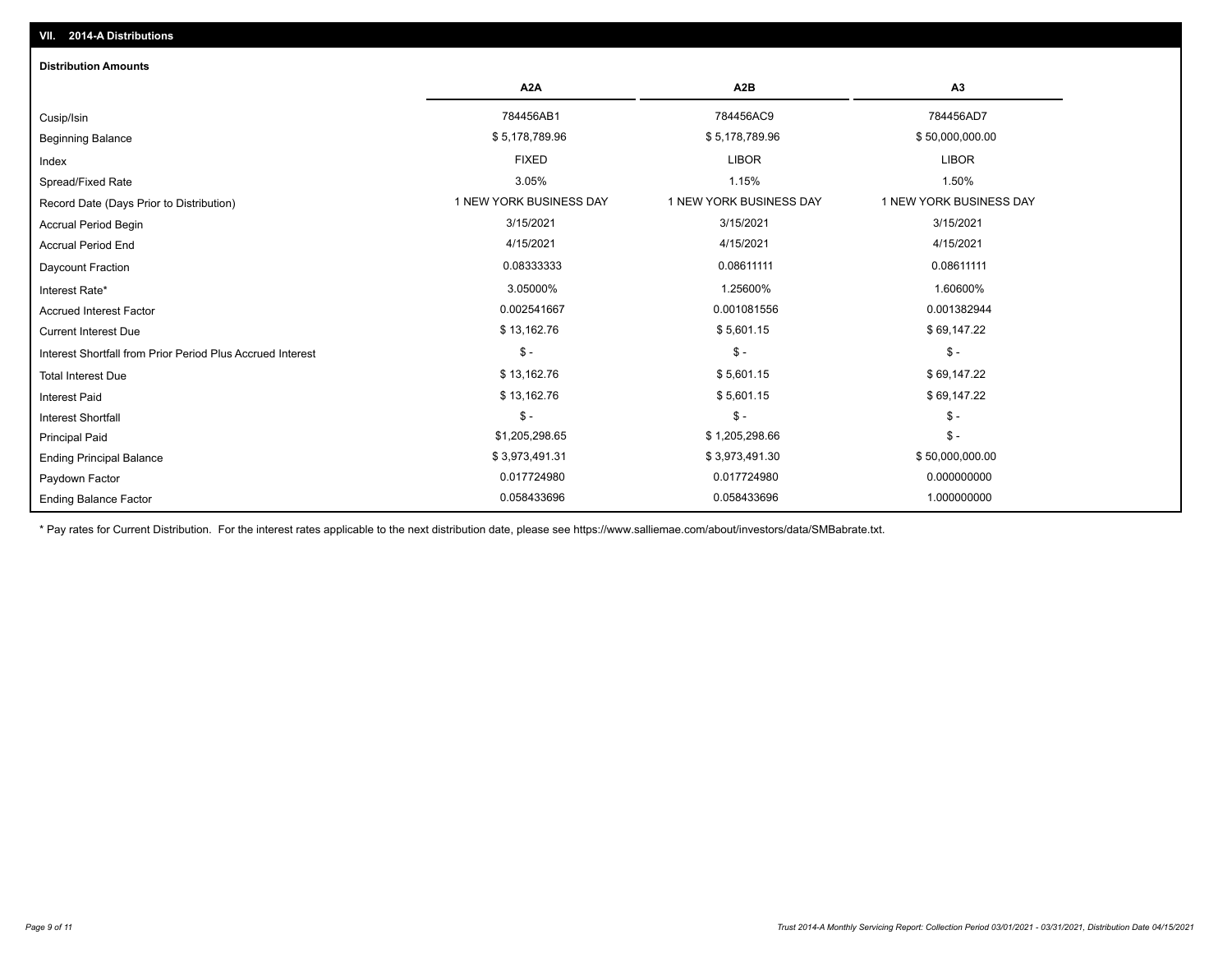## VII. 2014-A Distributions

### Distribution Amounts

| | A2A | A2B | A3 |
|---|---|---|---|
| Cusip/Isin | 784456AB1 | 784456AC9 | 784456AD7 |
| Beginning Balance | $ 5,178,789.96 | $ 5,178,789.96 | $ 50,000,000.00 |
| Index | FIXED | LIBOR | LIBOR |
| Spread/Fixed Rate | 3.05% | 1.15% | 1.50% |
| Record Date (Days Prior to Distribution) | 1 NEW YORK BUSINESS DAY | 1 NEW YORK BUSINESS DAY | 1 NEW YORK BUSINESS DAY |
| Accrual Period Begin | 3/15/2021 | 3/15/2021 | 3/15/2021 |
| Accrual Period End | 4/15/2021 | 4/15/2021 | 4/15/2021 |
| Daycount Fraction | 0.08333333 | 0.08611111 | 0.08611111 |
| Interest Rate* | 3.05000% | 1.25600% | 1.60600% |
| Accrued Interest Factor | 0.002541667 | 0.001081556 | 0.001382944 |
| Current Interest Due | $ 13,162.76 | $ 5,601.15 | $ 69,147.22 |
| Interest Shortfall from Prior Period Plus Accrued Interest | $ - | $ - | $ - |
| Total Interest Due | $ 13,162.76 | $ 5,601.15 | $ 69,147.22 |
| Interest Paid | $ 13,162.76 | $ 5,601.15 | $ 69,147.22 |
| Interest Shortfall | $ - | $ - | $ - |
| Principal Paid | $1,205,298.65 | $ 1,205,298.66 | $ - |
| Ending Principal Balance | $ 3,973,491.31 | $ 3,973,491.30 | $ 50,000,000.00 |
| Paydown Factor | 0.017724980 | 0.017724980 | 0.000000000 |
| Ending Balance Factor | 0.058433696 | 0.058433696 | 1.000000000 |

* Pay rates for Current Distribution. For the interest rates applicable to the next distribution date, please see https://www.salliemae.com/about/investors/data/SMBabrate.txt.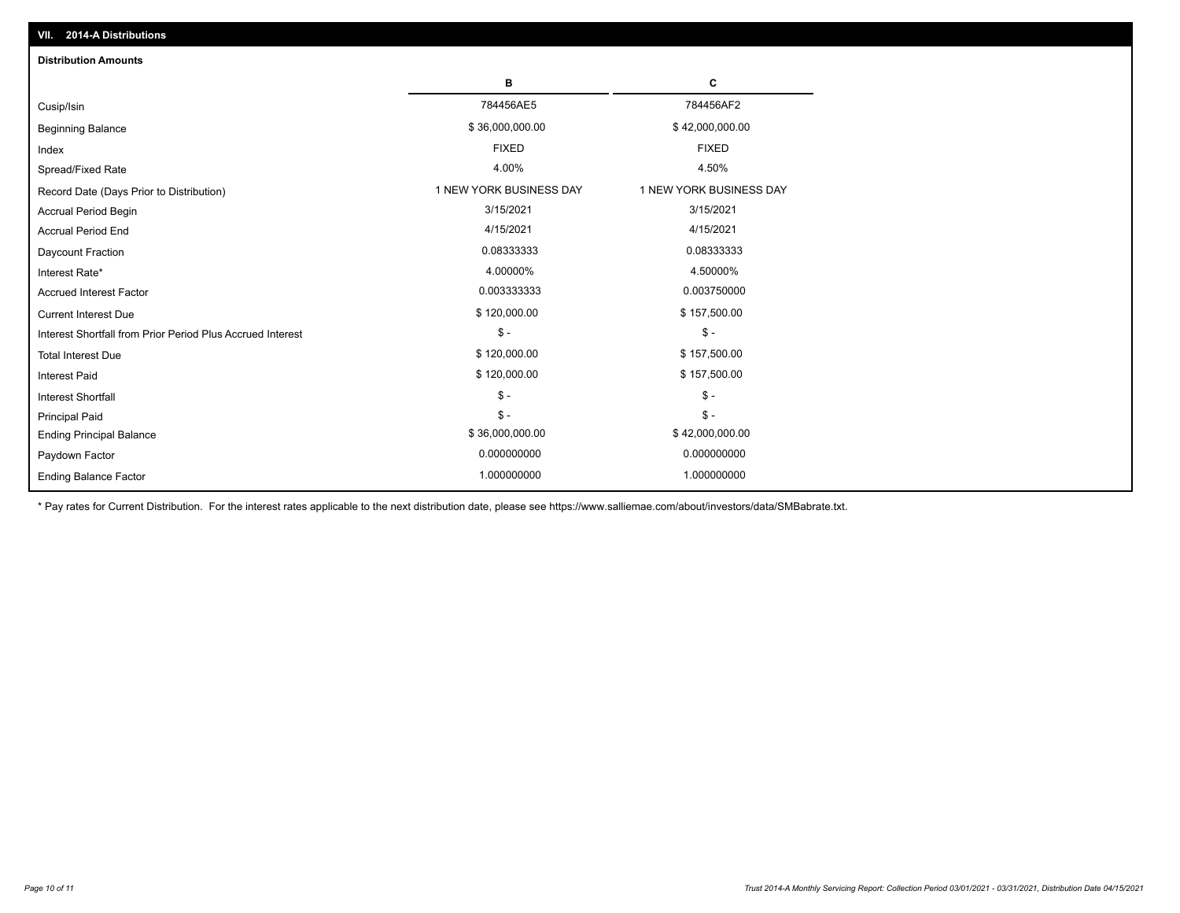## VII. 2014-A Distributions

### Distribution Amounts

| | B | C |
|---|---|---|
| Cusip/Isin | 784456AE5 | 784456AF2 |
| Beginning Balance | $ 36,000,000.00 | $ 42,000,000.00 |
| Index | FIXED | FIXED |
| Spread/Fixed Rate | 4.00% | 4.50% |
| Record Date (Days Prior to Distribution) | 1 NEW YORK BUSINESS DAY | 1 NEW YORK BUSINESS DAY |
| Accrual Period Begin | 3/15/2021 | 3/15/2021 |
| Accrual Period End | 4/15/2021 | 4/15/2021 |
| Daycount Fraction | 0.08333333 | 0.08333333 |
| Interest Rate* | 4.00000% | 4.50000% |
| Accrued Interest Factor | 0.003333333 | 0.003750000 |
| Current Interest Due | $ 120,000.00 | $ 157,500.00 |
| Interest Shortfall from Prior Period Plus Accrued Interest | $ - | $ - |
| Total Interest Due | $ 120,000.00 | $ 157,500.00 |
| Interest Paid | $ 120,000.00 | $ 157,500.00 |
| Interest Shortfall | $ - | $ - |
| Principal Paid | $ - | $ - |
| Ending Principal Balance | $ 36,000,000.00 | $ 42,000,000.00 |
| Paydown Factor | 0.000000000 | 0.000000000 |
| Ending Balance Factor | 1.000000000 | 1.000000000 |

* Pay rates for Current Distribution. For the interest rates applicable to the next distribution date, please see https://www.salliemae.com/about/investors/data/SMBabrate.txt.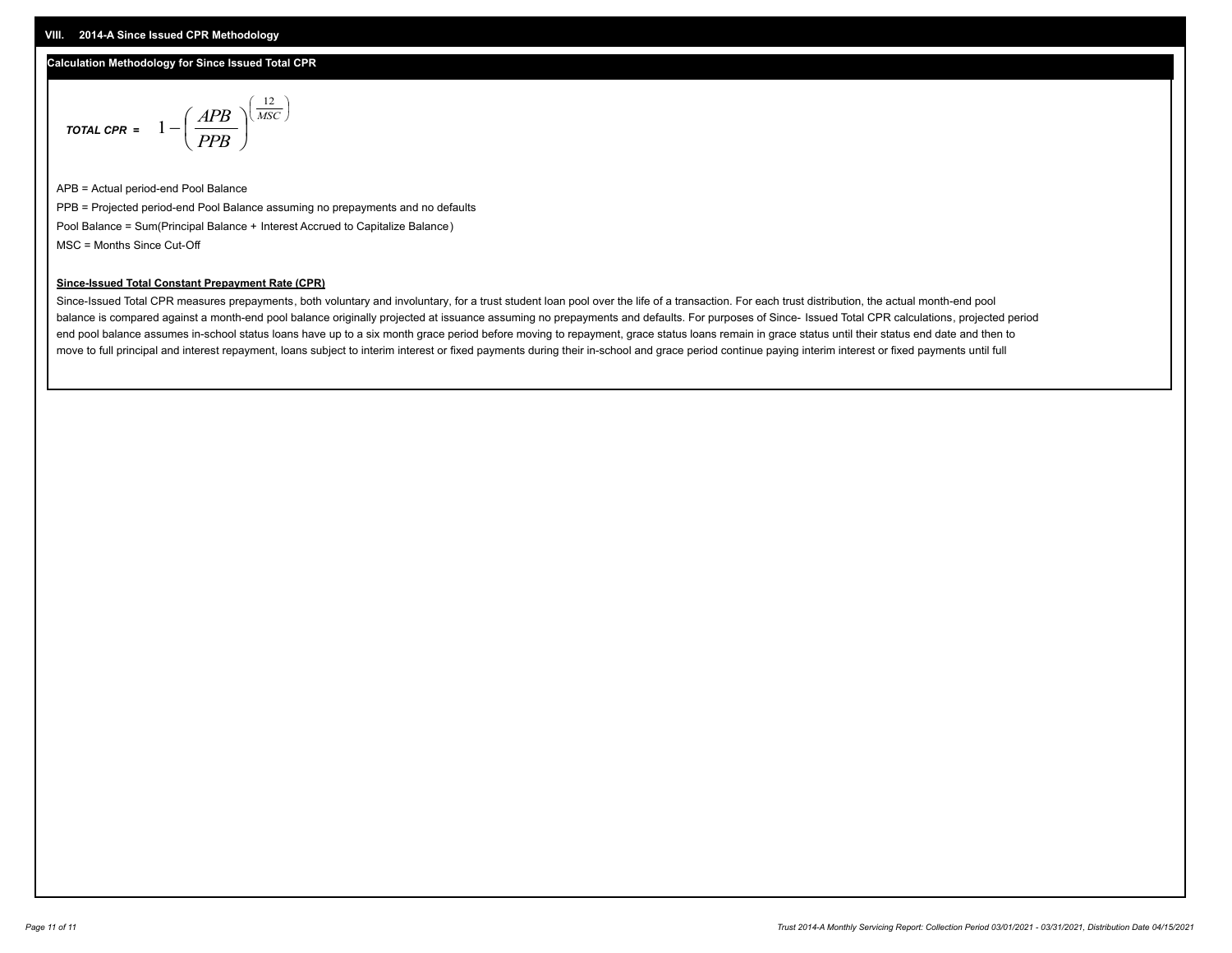## VIII. 2014-A Since Issued CPR Methodology

### Calculation Methodology for Since Issued Total CPR

$$\textbf{TOTAL CPR} = 1 - \left(\frac{APB}{PPB}\right)^{\left(\frac{12}{MSC}\right)}$$

APB = Actual period-end Pool Balance

PPB = Projected period-end Pool Balance assuming no prepayments and no defaults

Pool Balance = Sum(Principal Balance + Interest Accrued to Capitalize Balance)

MSC = Months Since Cut-Off

**Since-Issued Total Constant Prepayment Rate (CPR)**

Since-Issued Total CPR measures prepayments, both voluntary and involuntary, for a trust student loan pool over the life of a transaction. For each trust distribution, the actual month-end pool balance is compared against a month-end pool balance originally projected at issuance assuming no prepayments and defaults. For purposes of Since- Issued Total CPR calculations, projected period end pool balance assumes in-school status loans have up to a six month grace period before moving to repayment, grace status loans remain in grace status until their status end date and then to move to full principal and interest repayment, loans subject to interim interest or fixed payments during their in-school and grace period continue paying interim interest or fixed payments until full